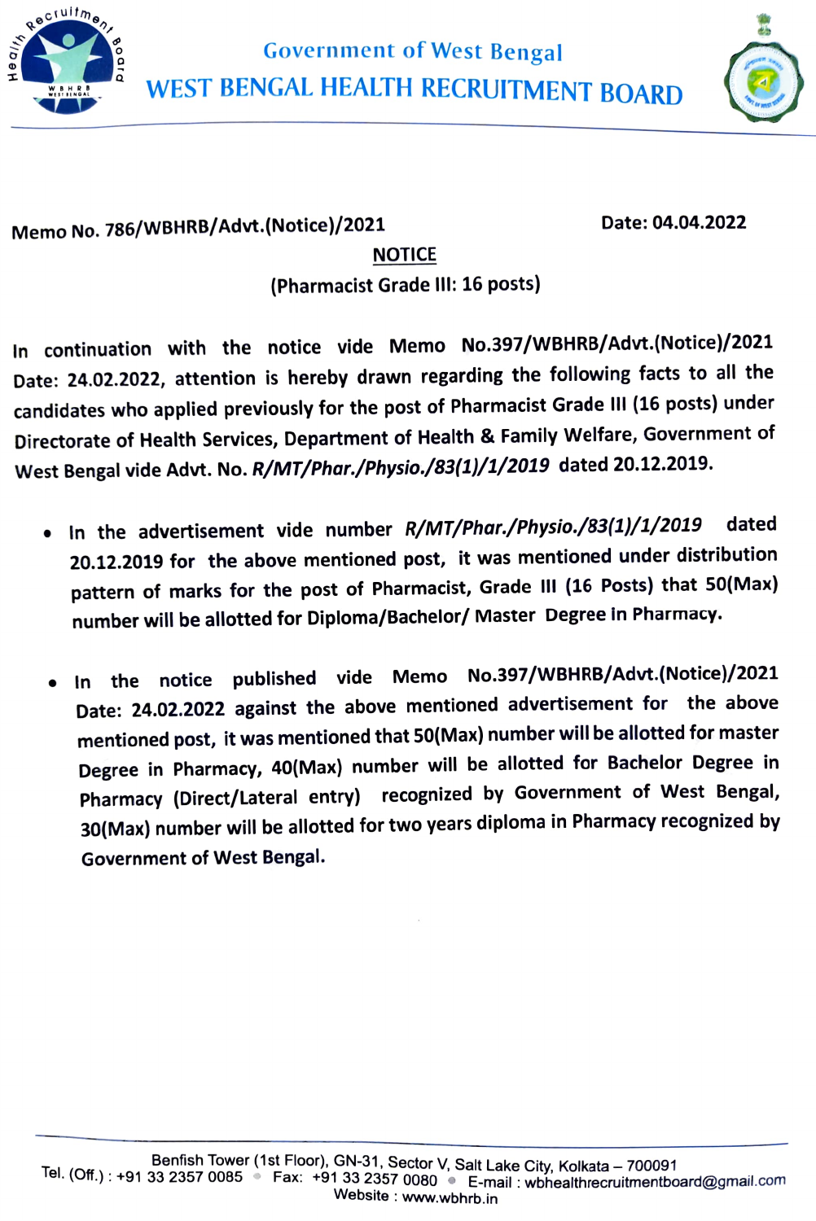Government of West Bengal

# WEST BENGAL HEALTH RECRUITMENT BOARD

Memo No. 786/WBHRB/Advt.(Notice)/2021 Date: 04.04.2022

## NOTICE

**(Pharmacist Grade III: 16 posts)**

In continuation with the notice vide Memo No.397/WBHRB/Advt.(Notice)/2021 Date: 24.02.2022, attention is hereby drawn regarding the following facts to all the candidates who applied previously for the post of Pharmacist Grade III (16 posts) under Directorate of Health Services, Department of Health & Family Welfare, Government of West Bengal vide Advt. No. *R/MT/Phar./Physio./83(1)/1/2019* dated 20.12.2019.

- In the advertisement vide number *R/MT/Phar./Physio./83(1)/1/2019* dated 20.12.2019 for the above mentioned post, it was mentioned under distribution pattern of marks for the post of Pharmacist, Grade III (16 Posts) that 50(Max) number will be allotted for Diploma/Bachelor/ Master Degree in Pharmacy.

- In the notice published vide Memo No.397/WBHRB/Advt.(Notice)/2021 Date: 24.02.2022 against the above mentioned advertisement for the above mentioned post, it was mentioned that 50(Max) number will be allotted for master Degree in Pharmacy, 40(Max) number will be allotted for Bachelor Degree in Pharmacy (Direct/Lateral entry) recognized by Government of West Bengal, 30(Max) number will be allotted for two years diploma in Pharmacy recognized by Government of West Bengal.

Benfish Tower (1st Floor), GN-31, Sector V, Salt Lake City, Kolkata – 700091
Tel. (Off.) : +91 33 2357 0085 • Fax: +91 33 2357 0080 • E-mail : wbhealthrecruitmentboard@gmail.com
Website : www.wbhrb.in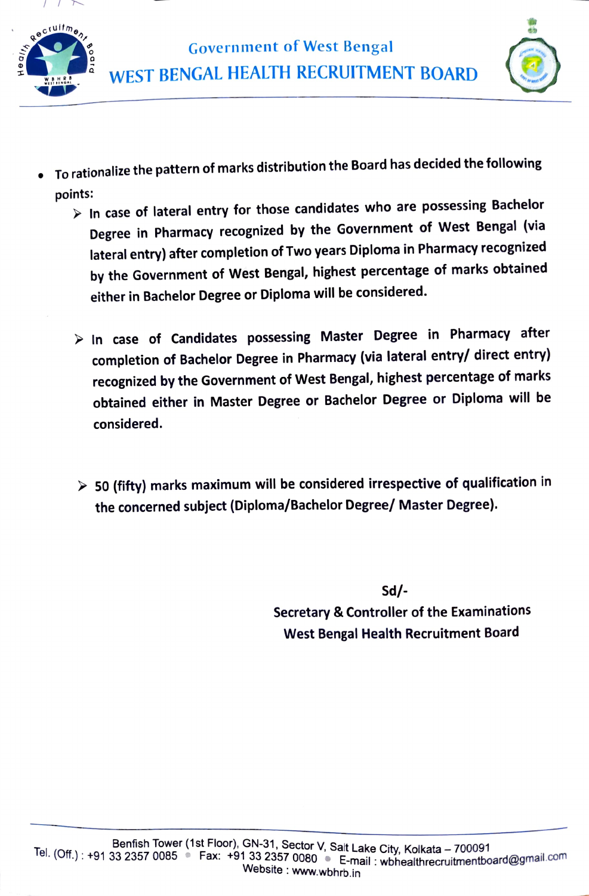# Government of West Bengal
# WEST BENGAL HEALTH RECRUITMENT BOARD

- To rationalize the pattern of marks distribution the Board has decided the following points:
  - In case of lateral entry for those candidates who are possessing Bachelor Degree in Pharmacy recognized by the Government of West Bengal (via lateral entry) after completion of Two years Diploma in Pharmacy recognized by the Government of West Bengal, highest percentage of marks obtained either in Bachelor Degree or Diploma will be considered.
  - In case of Candidates possessing Master Degree in Pharmacy after completion of Bachelor Degree in Pharmacy (via lateral entry/ direct entry) recognized by the Government of West Bengal, highest percentage of marks obtained either in Master Degree or Bachelor Degree or Diploma will be considered.
  - 50 (fifty) marks maximum will be considered irrespective of qualification in the concerned subject (Diploma/Bachelor Degree/ Master Degree).

Sd/-
Secretary & Controller of the Examinations
West Bengal Health Recruitment Board

Benfish Tower (1st Floor), GN-31, Sector V, Salt Lake City, Kolkata – 700091
Tel. (Off.) : +91 33 2357 0085 • Fax: +91 33 2357 0080 • E-mail : wbhealthrecruitmentboard@gmail.com
Website : www.wbhrb.in